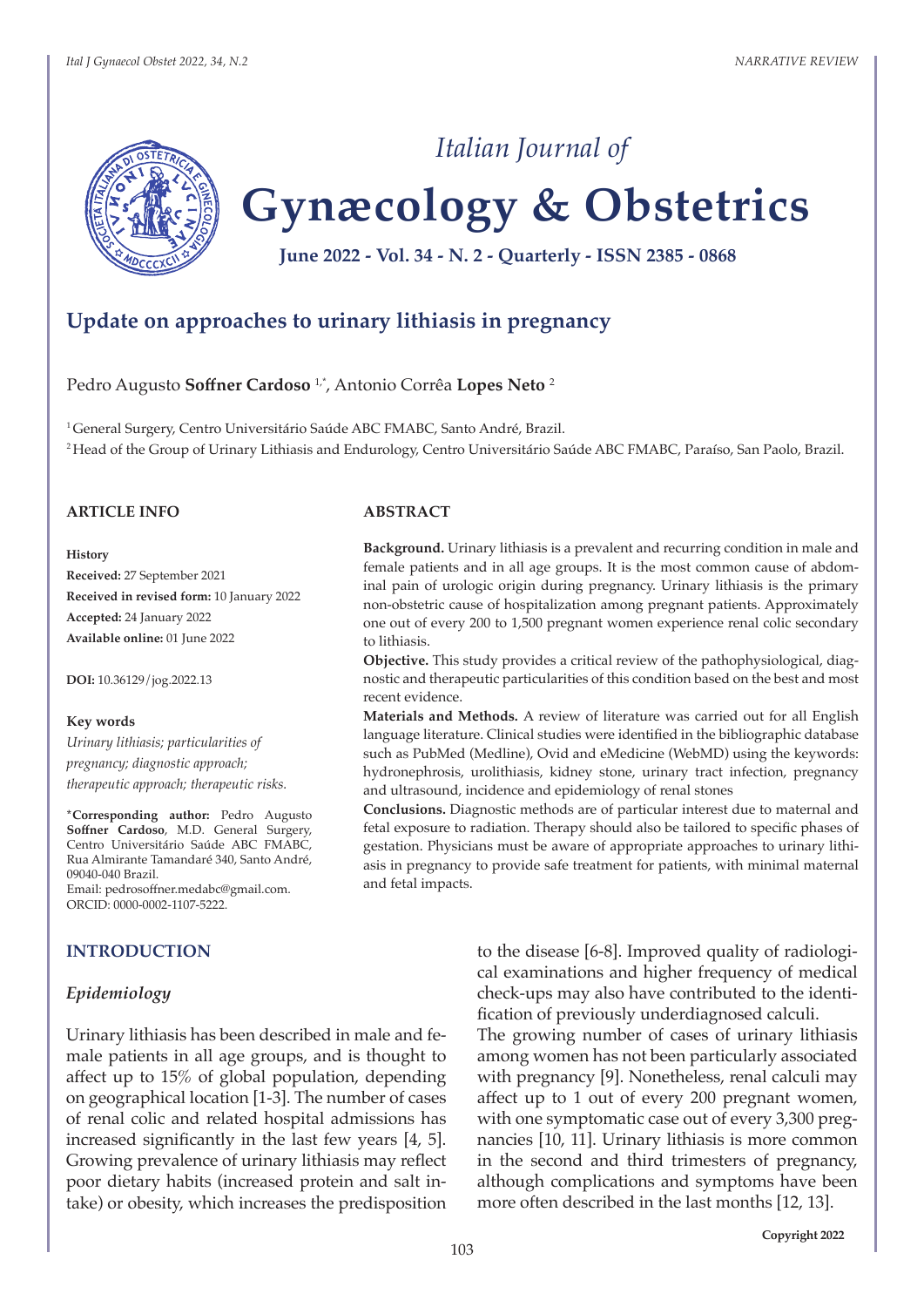# Update on approaches to urinary lithiasis in pregnancy

Pedro Augusto **Soffner Cardoso** [1,*], Antonio Corrêa **Lopes Neto** [2]

[1] General Surgery, Centro Universitário Saúde ABC FMABC, Santo André, Brazil.
[2] Head of the Group of Urinary Lithiasis and Endurology, Centro Universitário Saúde ABC FMABC, Paraíso, San Paolo, Brazil.

## ARTICLE INFO

**History**

**Received:** 27 September 2021
**Received in revised form:** 10 January 2022
**Accepted:** 24 January 2022
**Available online:** 01 June 2022

**DOI:** 10.36129/jog.2022.13

**Key words**

*Urinary lithiasis; particularities of pregnancy; diagnostic approach; therapeutic approach; therapeutic risks.*

***Corresponding author:** Pedro Augusto **Soffner Cardoso**, M.D. General Surgery, Centro Universitário Saúde ABC FMABC, Rua Almirante Tamandaré 340, Santo André, 09040-040 Brazil.
Email: pedrosoffner.medabc@gmail.com.
ORCID: 0000-0002-1107-5222.

## ABSTRACT

**Background.** Urinary lithiasis is a prevalent and recurring condition in male and female patients and in all age groups. It is the most common cause of abdominal pain of urologic origin during pregnancy. Urinary lithiasis is the primary non-obstetric cause of hospitalization among pregnant patients. Approximately one out of every 200 to 1,500 pregnant women experience renal colic secondary to lithiasis.

**Objective.** This study provides a critical review of the pathophysiological, diagnostic and therapeutic particularities of this condition based on the best and most recent evidence.

**Materials and Methods.** A review of literature was carried out for all English language literature. Clinical studies were identified in the bibliographic database such as PubMed (Medline), Ovid and eMedicine (WebMD) using the keywords: hydronephrosis, urolithiasis, kidney stone, urinary tract infection, pregnancy and ultrasound, incidence and epidemiology of renal stones

**Conclusions.** Diagnostic methods are of particular interest due to maternal and fetal exposure to radiation. Therapy should also be tailored to specific phases of gestation. Physicians must be aware of appropriate approaches to urinary lithiasis in pregnancy to provide safe treatment for patients, with minimal maternal and fetal impacts.

## INTRODUCTION

### *Epidemiology*

Urinary lithiasis has been described in male and female patients in all age groups, and is thought to affect up to 15% of global population, depending on geographical location [1-3]. The number of cases of renal colic and related hospital admissions has increased significantly in the last few years [4, 5]. Growing prevalence of urinary lithiasis may reflect poor dietary habits (increased protein and salt intake) or obesity, which increases the predisposition to the disease [6-8]. Improved quality of radiological examinations and higher frequency of medical check-ups may also have contributed to the identification of previously underdiagnosed calculi.

The growing number of cases of urinary lithiasis among women has not been particularly associated with pregnancy [9]. Nonetheless, renal calculi may affect up to 1 out of every 200 pregnant women, with one symptomatic case out of every 3,300 pregnancies [10, 11]. Urinary lithiasis is more common in the second and third trimesters of pregnancy, although complications and symptoms have been more often described in the last months [12, 13].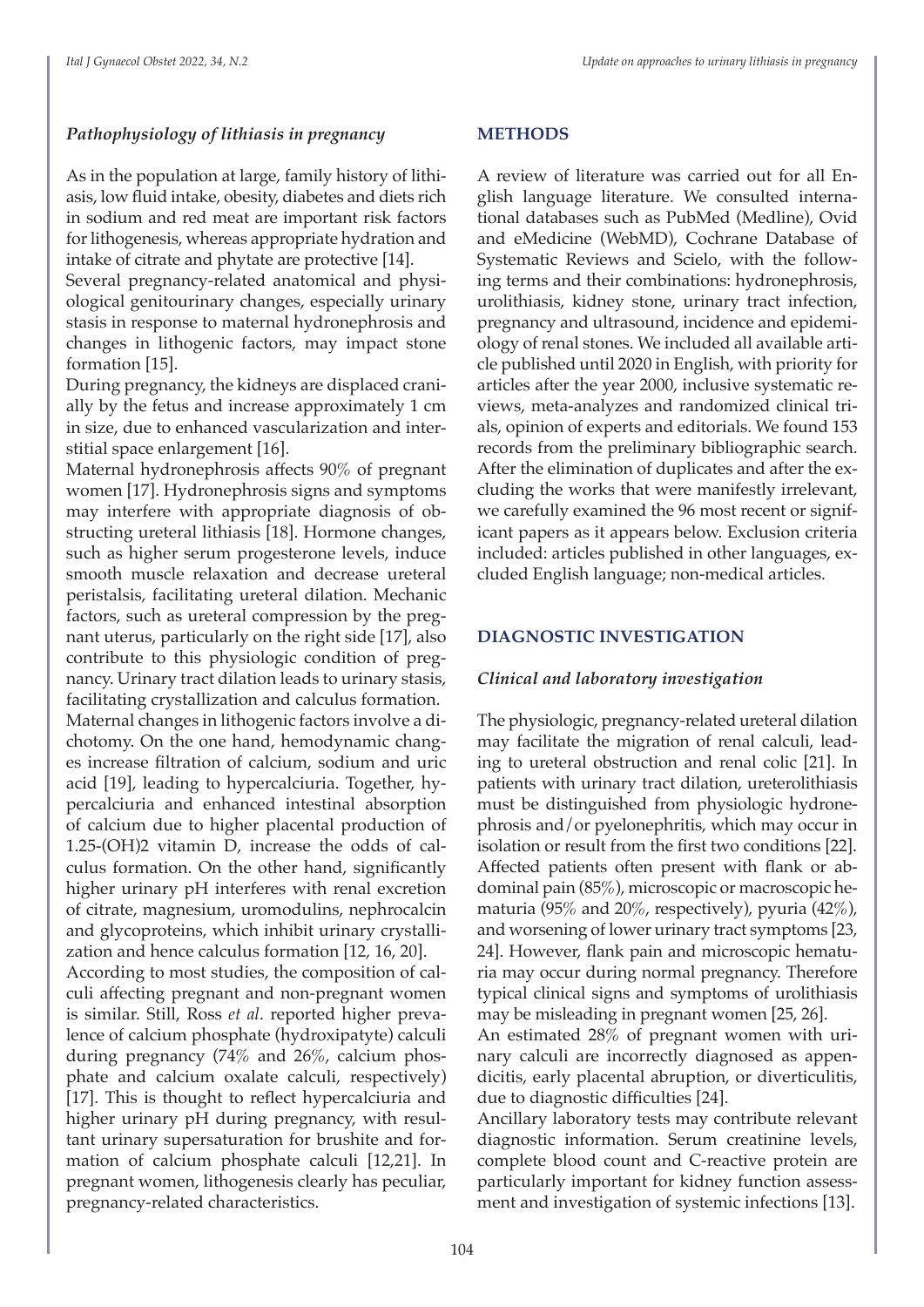### *Pathophysiology of lithiasis in pregnancy*

As in the population at large, family history of lithiasis, low fluid intake, obesity, diabetes and diets rich in sodium and red meat are important risk factors for lithogenesis, whereas appropriate hydration and intake of citrate and phytate are protective [14].

Several pregnancy-related anatomical and physiological genitourinary changes, especially urinary stasis in response to maternal hydronephrosis and changes in lithogenic factors, may impact stone formation [15].

During pregnancy, the kidneys are displaced cranially by the fetus and increase approximately 1 cm in size, due to enhanced vascularization and interstitial space enlargement [16].

Maternal hydronephrosis affects 90% of pregnant women [17]. Hydronephrosis signs and symptoms may interfere with appropriate diagnosis of obstructing ureteral lithiasis [18]. Hormone changes, such as higher serum progesterone levels, induce smooth muscle relaxation and decrease ureteral peristalsis, facilitating ureteral dilation. Mechanic factors, such as ureteral compression by the pregnant uterus, particularly on the right side [17], also contribute to this physiologic condition of pregnancy. Urinary tract dilation leads to urinary stasis, facilitating crystallization and calculus formation.

Maternal changes in lithogenic factors involve a dichotomy. On the one hand, hemodynamic changes increase filtration of calcium, sodium and uric acid [19], leading to hypercalciuria. Together, hypercalciuria and enhanced intestinal absorption of calcium due to higher placental production of 1.25-(OH)2 vitamin D, increase the odds of calculus formation. On the other hand, significantly higher urinary pH interferes with renal excretion of citrate, magnesium, uromodulins, nephrocalcin and glycoproteins, which inhibit urinary crystallization and hence calculus formation [12, 16, 20].

According to most studies, the composition of calculi affecting pregnant and non-pregnant women is similar. Still, Ross *et al*. reported higher prevalence of calcium phosphate (hydroxipatyte) calculi during pregnancy (74% and 26%, calcium phosphate and calcium oxalate calculi, respectively) [17]. This is thought to reflect hypercalciuria and higher urinary pH during pregnancy, with resultant urinary supersaturation for brushite and formation of calcium phosphate calculi [12,21]. In pregnant women, lithogenesis clearly has peculiar, pregnancy-related characteristics.

## METHODS

A review of literature was carried out for all English language literature. We consulted international databases such as PubMed (Medline), Ovid and eMedicine (WebMD), Cochrane Database of Systematic Reviews and Scielo, with the following terms and their combinations: hydronephrosis, urolithiasis, kidney stone, urinary tract infection, pregnancy and ultrasound, incidence and epidemiology of renal stones. We included all available article published until 2020 in English, with priority for articles after the year 2000, inclusive systematic reviews, meta-analyzes and randomized clinical trials, opinion of experts and editorials. We found 153 records from the preliminary bibliographic search. After the elimination of duplicates and after the excluding the works that were manifestly irrelevant, we carefully examined the 96 most recent or significant papers as it appears below. Exclusion criteria included: articles published in other languages, excluded English language; non-medical articles.

## DIAGNOSTIC INVESTIGATION

### *Clinical and laboratory investigation*

The physiologic, pregnancy-related ureteral dilation may facilitate the migration of renal calculi, leading to ureteral obstruction and renal colic [21]. In patients with urinary tract dilation, ureterolithiasis must be distinguished from physiologic hydronephrosis and/or pyelonephritis, which may occur in isolation or result from the first two conditions [22]. Affected patients often present with flank or abdominal pain (85%), microscopic or macroscopic hematuria (95% and 20%, respectively), pyuria (42%), and worsening of lower urinary tract symptoms [23, 24]. However, flank pain and microscopic hematuria may occur during normal pregnancy. Therefore typical clinical signs and symptoms of urolithiasis may be misleading in pregnant women [25, 26].

An estimated 28% of pregnant women with urinary calculi are incorrectly diagnosed as appendicitis, early placental abruption, or diverticulitis, due to diagnostic difficulties [24].

Ancillary laboratory tests may contribute relevant diagnostic information. Serum creatinine levels, complete blood count and C-reactive protein are particularly important for kidney function assessment and investigation of systemic infections [13].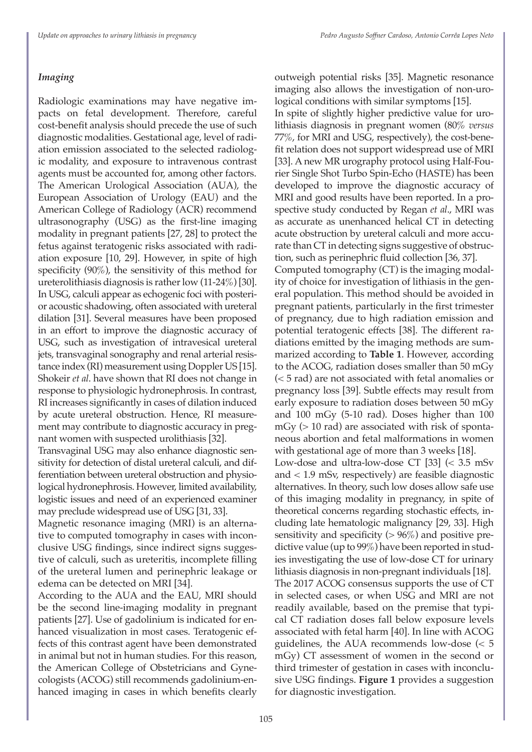### *Imaging*

Radiologic examinations may have negative impacts on fetal development. Therefore, careful cost-benefit analysis should precede the use of such diagnostic modalities. Gestational age, level of radiation emission associated to the selected radiologic modality, and exposure to intravenous contrast agents must be accounted for, among other factors. The American Urological Association (AUA), the European Association of Urology (EAU) and the American College of Radiology (ACR) recommend ultrasonography (USG) as the first-line imaging modality in pregnant patients [27, 28] to protect the fetus against teratogenic risks associated with radiation exposure [10, 29]. However, in spite of high specificity (90%), the sensitivity of this method for ureterolithiasis diagnosis is rather low (11-24%) [30]. In USG, calculi appear as echogenic foci with posterior acoustic shadowing, often associated with ureteral dilation [31]. Several measures have been proposed in an effort to improve the diagnostic accuracy of USG, such as investigation of intravesical ureteral jets, transvaginal sonography and renal arterial resistance index (RI) measurement using Doppler US [15]. Shokeir *et al*. have shown that RI does not change in response to physiologic hydronephrosis. In contrast, RI increases significantly in cases of dilation induced by acute ureteral obstruction. Hence, RI measurement may contribute to diagnostic accuracy in pregnant women with suspected urolithiasis [32].

Transvaginal USG may also enhance diagnostic sensitivity for detection of distal ureteral calculi, and differentiation between ureteral obstruction and physiological hydronephrosis. However, limited availability, logistic issues and need of an experienced examiner may preclude widespread use of USG [31, 33].

Magnetic resonance imaging (MRI) is an alternative to computed tomography in cases with inconclusive USG findings, since indirect signs suggestive of calculi, such as ureteritis, incomplete filling of the ureteral lumen and perinephric leakage or edema can be detected on MRI [34].

According to the AUA and the EAU, MRI should be the second line-imaging modality in pregnant patients [27]. Use of gadolinium is indicated for enhanced visualization in most cases. Teratogenic effects of this contrast agent have been demonstrated in animal but not in human studies. For this reason, the American College of Obstetricians and Gynecologists (ACOG) still recommends gadolinium-enhanced imaging in cases in which benefits clearly outweigh potential risks [35]. Magnetic resonance imaging also allows the investigation of non-urological conditions with similar symptoms [15].

In spite of slightly higher predictive value for urolithiasis diagnosis in pregnant women (80% *versus* 77%, for MRI and USG, respectively), the cost-benefit relation does not support widespread use of MRI [33]. A new MR urography protocol using Half-Fourier Single Shot Turbo Spin-Echo (HASTE) has been developed to improve the diagnostic accuracy of MRI and good results have been reported. In a prospective study conducted by Regan *et al*., MRI was as accurate as unenhanced helical CT in detecting acute obstruction by ureteral calculi and more accurate than CT in detecting signs suggestive of obstruction, such as perinephric fluid collection [36, 37].

Computed tomography (CT) is the imaging modality of choice for investigation of lithiasis in the general population. This method should be avoided in pregnant patients, particularly in the first trimester of pregnancy, due to high radiation emission and potential teratogenic effects [38]. The different radiations emitted by the imaging methods are summarized according to **Table 1**. However, according to the ACOG, radiation doses smaller than 50 mGy (< 5 rad) are not associated with fetal anomalies or pregnancy loss [39]. Subtle effects may result from early exposure to radiation doses between 50 mGy and 100 mGy (5-10 rad). Doses higher than 100 mGy (> 10 rad) are associated with risk of spontaneous abortion and fetal malformations in women with gestational age of more than 3 weeks [18].

Low-dose and ultra-low-dose CT [33] (< 3.5 mSv and < 1.9 mSv, respectively) are feasible diagnostic alternatives. In theory, such low doses allow safe use of this imaging modality in pregnancy, in spite of theoretical concerns regarding stochastic effects, including late hematologic malignancy [29, 33]. High sensitivity and specificity (> 96%) and positive predictive value (up to 99%) have been reported in studies investigating the use of low-dose CT for urinary lithiasis diagnosis in non-pregnant individuals [18].

The 2017 ACOG consensus supports the use of CT in selected cases, or when USG and MRI are not readily available, based on the premise that typical CT radiation doses fall below exposure levels associated with fetal harm [40]. In line with ACOG guidelines, the AUA recommends low-dose (< 5 mGy) CT assessment of women in the second or third trimester of gestation in cases with inconclusive USG findings. **Figure 1** provides a suggestion for diagnostic investigation.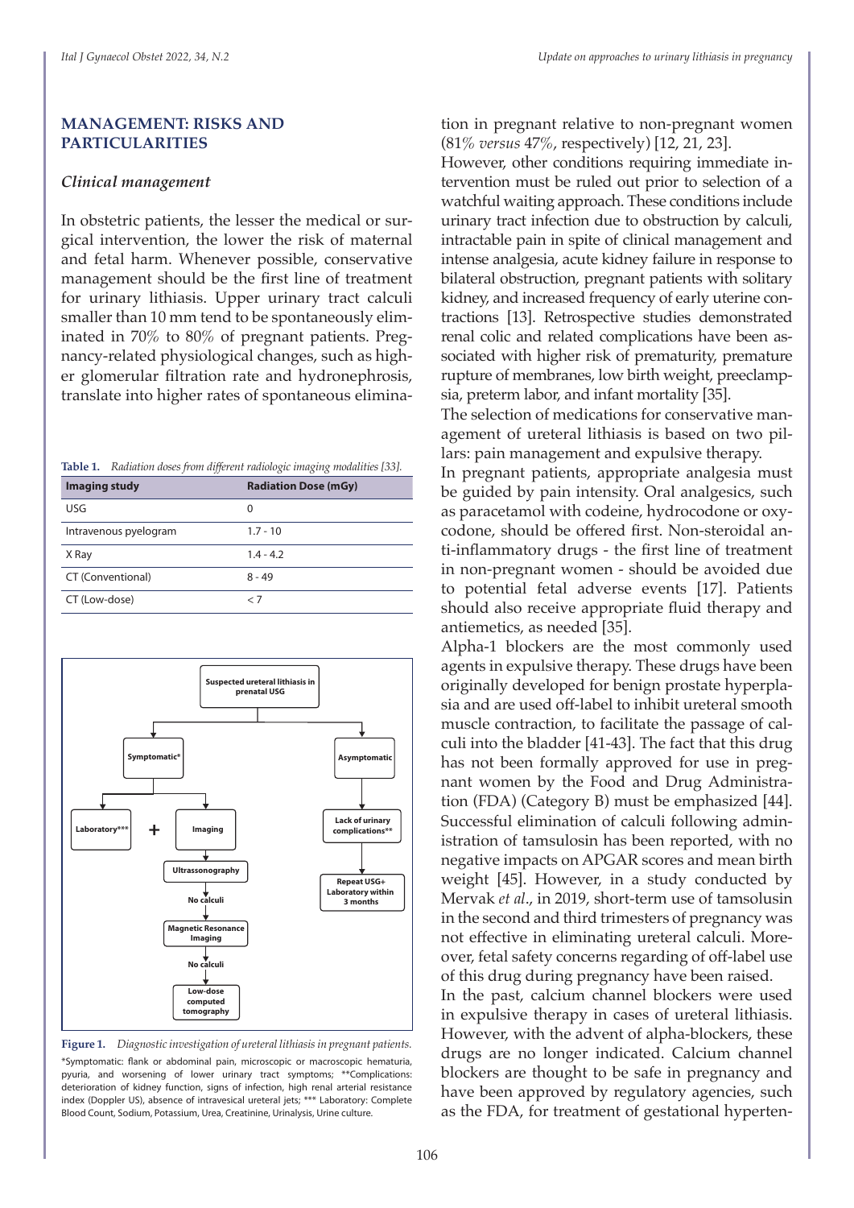## MANAGEMENT: RISKS AND PARTICULARITIES

### *Clinical management*

In obstetric patients, the lesser the medical or surgical intervention, the lower the risk of maternal and fetal harm. Whenever possible, conservative management should be the first line of treatment for urinary lithiasis. Upper urinary tract calculi smaller than 10 mm tend to be spontaneously eliminated in 70% to 80% of pregnant patients. Pregnancy-related physiological changes, such as higher glomerular filtration rate and hydronephrosis, translate into higher rates of spontaneous elimination in pregnant relative to non-pregnant women (81% *versus* 47%, respectively) [12, 21, 23].

However, other conditions requiring immediate intervention must be ruled out prior to selection of a watchful waiting approach. These conditions include urinary tract infection due to obstruction by calculi, intractable pain in spite of clinical management and intense analgesia, acute kidney failure in response to bilateral obstruction, pregnant patients with solitary kidney, and increased frequency of early uterine contractions [13]. Retrospective studies demonstrated renal colic and related complications have been associated with higher risk of prematurity, premature rupture of membranes, low birth weight, preeclampsia, preterm labor, and infant mortality [35].

The selection of medications for conservative management of ureteral lithiasis is based on two pillars: pain management and expulsive therapy.

In pregnant patients, appropriate analgesia must be guided by pain intensity. Oral analgesics, such as paracetamol with codeine, hydrocodone or oxycodone, should be offered first. Non-steroidal anti-inflammatory drugs - the first line of treatment in non-pregnant women - should be avoided due to potential fetal adverse events [17]. Patients should also receive appropriate fluid therapy and antiemetics, as needed [35].

Alpha-1 blockers are the most commonly used agents in expulsive therapy. These drugs have been originally developed for benign prostate hyperplasia and are used off-label to inhibit ureteral smooth muscle contraction, to facilitate the passage of calculi into the bladder [41-43]. The fact that this drug has not been formally approved for use in pregnant women by the Food and Drug Administration (FDA) (Category B) must be emphasized [44]. Successful elimination of calculi following administration of tamsulosin has been reported, with no negative impacts on APGAR scores and mean birth weight [45]. However, in a study conducted by Mervak *et al*., in 2019, short-term use of tamsolusin in the second and third trimesters of pregnancy was not effective in eliminating ureteral calculi. Moreover, fetal safety concerns regarding of off-label use of this drug during pregnancy have been raised.

In the past, calcium channel blockers were used in expulsive therapy in cases of ureteral lithiasis. However, with the advent of alpha-blockers, these drugs are no longer indicated. Calcium channel blockers are thought to be safe in pregnancy and have been approved by regulatory agencies, such as the FDA, for treatment of gestational hyperten-

**Table 1.** *Radiation doses from different radiologic imaging modalities [33].*

| Imaging study | Radiation Dose (mGy) |
|---|---|
| USG | 0 |
| Intravenous pyelogram | 1.7 - 10 |
| X Ray | 1.4 - 4.2 |
| CT (Conventional) | 8 - 49 |
| CT (Low-dose) | < 7 |

**Figure 1.** *Diagnostic investigation of ureteral lithiasis in pregnant patients.*

*Symptomatic: flank or abdominal pain, microscopic or macroscopic hematuria, pyuria, and worsening of lower urinary tract symptoms; **Complications: deterioration of kidney function, signs of infection, high renal arterial resistance index (Doppler US), absence of intravesical ureteral jets; *** Laboratory: Complete Blood Count, Sodium, Potassium, Urea, Creatinine, Urinalysis, Urine culture.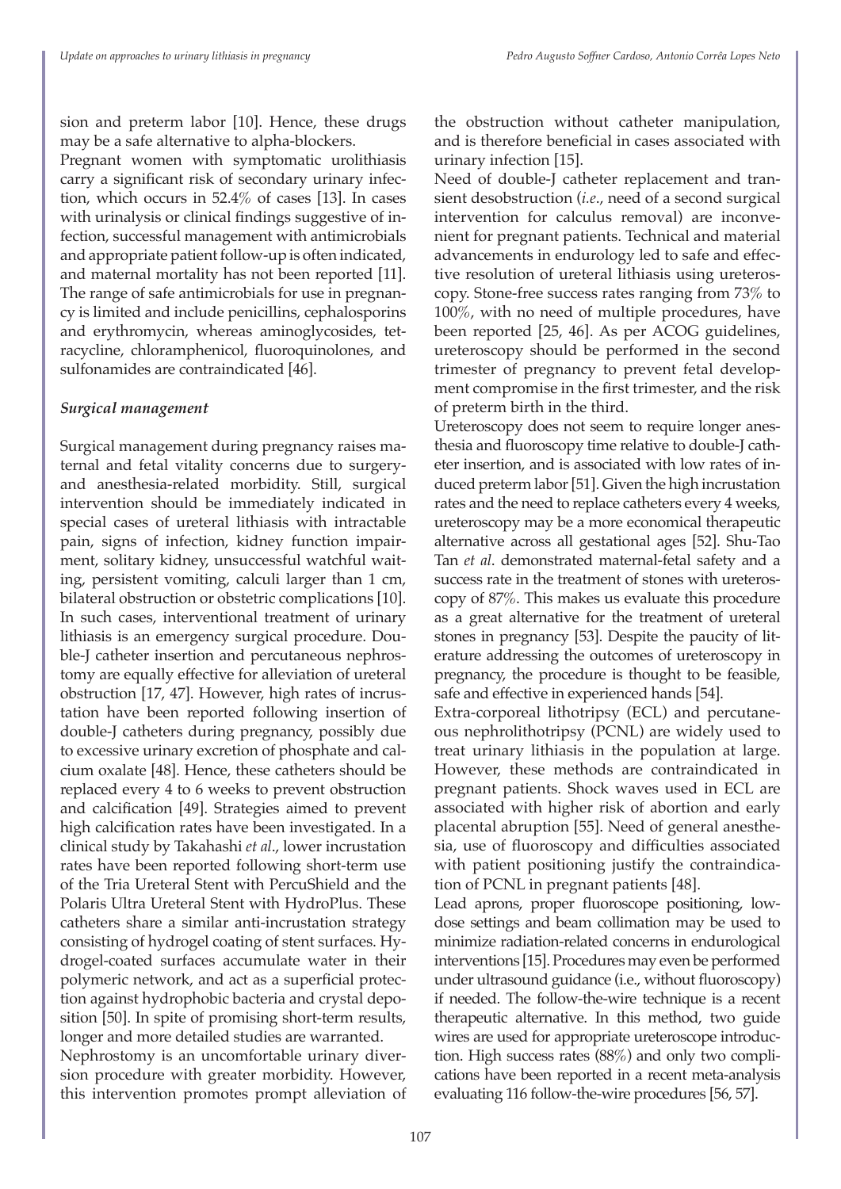sion and preterm labor [10]. Hence, these drugs may be a safe alternative to alpha-blockers.

Pregnant women with symptomatic urolithiasis carry a significant risk of secondary urinary infection, which occurs in 52.4% of cases [13]. In cases with urinalysis or clinical findings suggestive of infection, successful management with antimicrobials and appropriate patient follow-up is often indicated, and maternal mortality has not been reported [11]. The range of safe antimicrobials for use in pregnancy is limited and include penicillins, cephalosporins and erythromycin, whereas aminoglycosides, tetracycline, chloramphenicol, fluoroquinolones, and sulfonamides are contraindicated [46].

### *Surgical management*

Surgical management during pregnancy raises maternal and fetal vitality concerns due to surgery- and anesthesia-related morbidity. Still, surgical intervention should be immediately indicated in special cases of ureteral lithiasis with intractable pain, signs of infection, kidney function impairment, solitary kidney, unsuccessful watchful waiting, persistent vomiting, calculi larger than 1 cm, bilateral obstruction or obstetric complications [10]. In such cases, interventional treatment of urinary lithiasis is an emergency surgical procedure. Double-J catheter insertion and percutaneous nephrostomy are equally effective for alleviation of ureteral obstruction [17, 47]. However, high rates of incrustation have been reported following insertion of double-J catheters during pregnancy, possibly due to excessive urinary excretion of phosphate and calcium oxalate [48]. Hence, these catheters should be replaced every 4 to 6 weeks to prevent obstruction and calcification [49]. Strategies aimed to prevent high calcification rates have been investigated. In a clinical study by Takahashi *et al*., lower incrustation rates have been reported following short-term use of the Tria Ureteral Stent with PercuShield and the Polaris Ultra Ureteral Stent with HydroPlus. These catheters share a similar anti-incrustation strategy consisting of hydrogel coating of stent surfaces. Hydrogel-coated surfaces accumulate water in their polymeric network, and act as a superficial protection against hydrophobic bacteria and crystal deposition [50]. In spite of promising short-term results, longer and more detailed studies are warranted.

Nephrostomy is an uncomfortable urinary diversion procedure with greater morbidity. However, this intervention promotes prompt alleviation of the obstruction without catheter manipulation, and is therefore beneficial in cases associated with urinary infection [15].

Need of double-J catheter replacement and transient desobstruction (*i.e*., need of a second surgical intervention for calculus removal) are inconvenient for pregnant patients. Technical and material advancements in endurology led to safe and effective resolution of ureteral lithiasis using ureteroscopy. Stone-free success rates ranging from 73% to 100%, with no need of multiple procedures, have been reported [25, 46]. As per ACOG guidelines, ureteroscopy should be performed in the second trimester of pregnancy to prevent fetal development compromise in the first trimester, and the risk of preterm birth in the third.

Ureteroscopy does not seem to require longer anesthesia and fluoroscopy time relative to double-J catheter insertion, and is associated with low rates of induced preterm labor [51]. Given the high incrustation rates and the need to replace catheters every 4 weeks, ureteroscopy may be a more economical therapeutic alternative across all gestational ages [52]. Shu-Tao Tan *et al*. demonstrated maternal-fetal safety and a success rate in the treatment of stones with ureteroscopy of 87%. This makes us evaluate this procedure as a great alternative for the treatment of ureteral stones in pregnancy [53]. Despite the paucity of literature addressing the outcomes of ureteroscopy in pregnancy, the procedure is thought to be feasible, safe and effective in experienced hands [54].

Extra-corporeal lithotripsy (ECL) and percutaneous nephrolithotripsy (PCNL) are widely used to treat urinary lithiasis in the population at large. However, these methods are contraindicated in pregnant patients. Shock waves used in ECL are associated with higher risk of abortion and early placental abruption [55]. Need of general anesthesia, use of fluoroscopy and difficulties associated with patient positioning justify the contraindication of PCNL in pregnant patients [48].

Lead aprons, proper fluoroscope positioning, low-dose settings and beam collimation may be used to minimize radiation-related concerns in endurological interventions [15]. Procedures may even be performed under ultrasound guidance (i.e., without fluoroscopy) if needed. The follow-the-wire technique is a recent therapeutic alternative. In this method, two guide wires are used for appropriate ureteroscope introduction. High success rates (88%) and only two complications have been reported in a recent meta-analysis evaluating 116 follow-the-wire procedures [56, 57].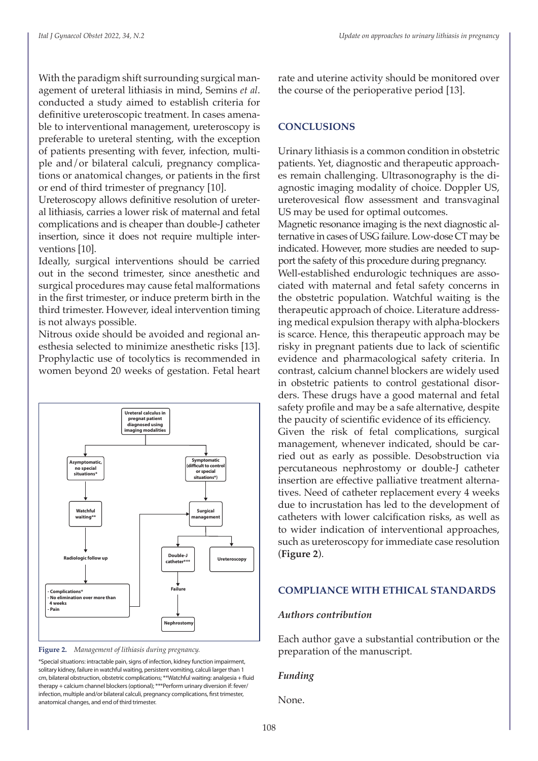With the paradigm shift surrounding surgical management of ureteral lithiasis in mind, Semins *et al*. conducted a study aimed to establish criteria for definitive ureteroscopic treatment. In cases amenable to interventional management, ureteroscopy is preferable to ureteral stenting, with the exception of patients presenting with fever, infection, multiple and/or bilateral calculi, pregnancy complications or anatomical changes, or patients in the first or end of third trimester of pregnancy [10].

Ureteroscopy allows definitive resolution of ureteral lithiasis, carries a lower risk of maternal and fetal complications and is cheaper than double-J catheter insertion, since it does not require multiple interventions [10].

Ideally, surgical interventions should be carried out in the second trimester, since anesthetic and surgical procedures may cause fetal malformations in the first trimester, or induce preterm birth in the third trimester. However, ideal intervention timing is not always possible.

Nitrous oxide should be avoided and regional anesthesia selected to minimize anesthetic risks [13]. Prophylactic use of tocolytics is recommended in women beyond 20 weeks of gestation. Fetal heart rate and uterine activity should be monitored over the course of the perioperative period [13].

**Figure 2.** *Management of lithiasis during pregnancy.*

*Special situations: intractable pain, signs of infection, kidney function impairment, solitary kidney, failure in watchful waiting, persistent vomiting, calculi larger than 1 cm, bilateral obstruction, obstetric complications; **Watchful waiting: analgesia + fluid therapy + calcium channel blockers (optional); ***Perform urinary diversion if: fever/infection, multiple and/or bilateral calculi, pregnancy complications, first trimester, anatomical changes, and end of third trimester.

## CONCLUSIONS

Urinary lithiasis is a common condition in obstetric patients. Yet, diagnostic and therapeutic approaches remain challenging. Ultrasonography is the diagnostic imaging modality of choice. Doppler US, ureterovesical flow assessment and transvaginal US may be used for optimal outcomes.

Magnetic resonance imaging is the next diagnostic alternative in cases of USG failure. Low-dose CT may be indicated. However, more studies are needed to support the safety of this procedure during pregnancy.

Well-established endurologic techniques are associated with maternal and fetal safety concerns in the obstetric population. Watchful waiting is the therapeutic approach of choice. Literature addressing medical expulsion therapy with alpha-blockers is scarce. Hence, this therapeutic approach may be risky in pregnant patients due to lack of scientific evidence and pharmacological safety criteria. In contrast, calcium channel blockers are widely used in obstetric patients to control gestational disorders. These drugs have a good maternal and fetal safety profile and may be a safe alternative, despite the paucity of scientific evidence of its efficiency.

Given the risk of fetal complications, surgical management, whenever indicated, should be carried out as early as possible. Desobstruction via percutaneous nephrostomy or double-J catheter insertion are effective palliative treatment alternatives. Need of catheter replacement every 4 weeks due to incrustation has led to the development of catheters with lower calcification risks, as well as to wider indication of interventional approaches, such as ureteroscopy for immediate case resolution (**Figure 2**).

## COMPLIANCE WITH ETHICAL STANDARDS

### *Authors contribution*

Each author gave a substantial contribution or the preparation of the manuscript.

### *Funding*

None.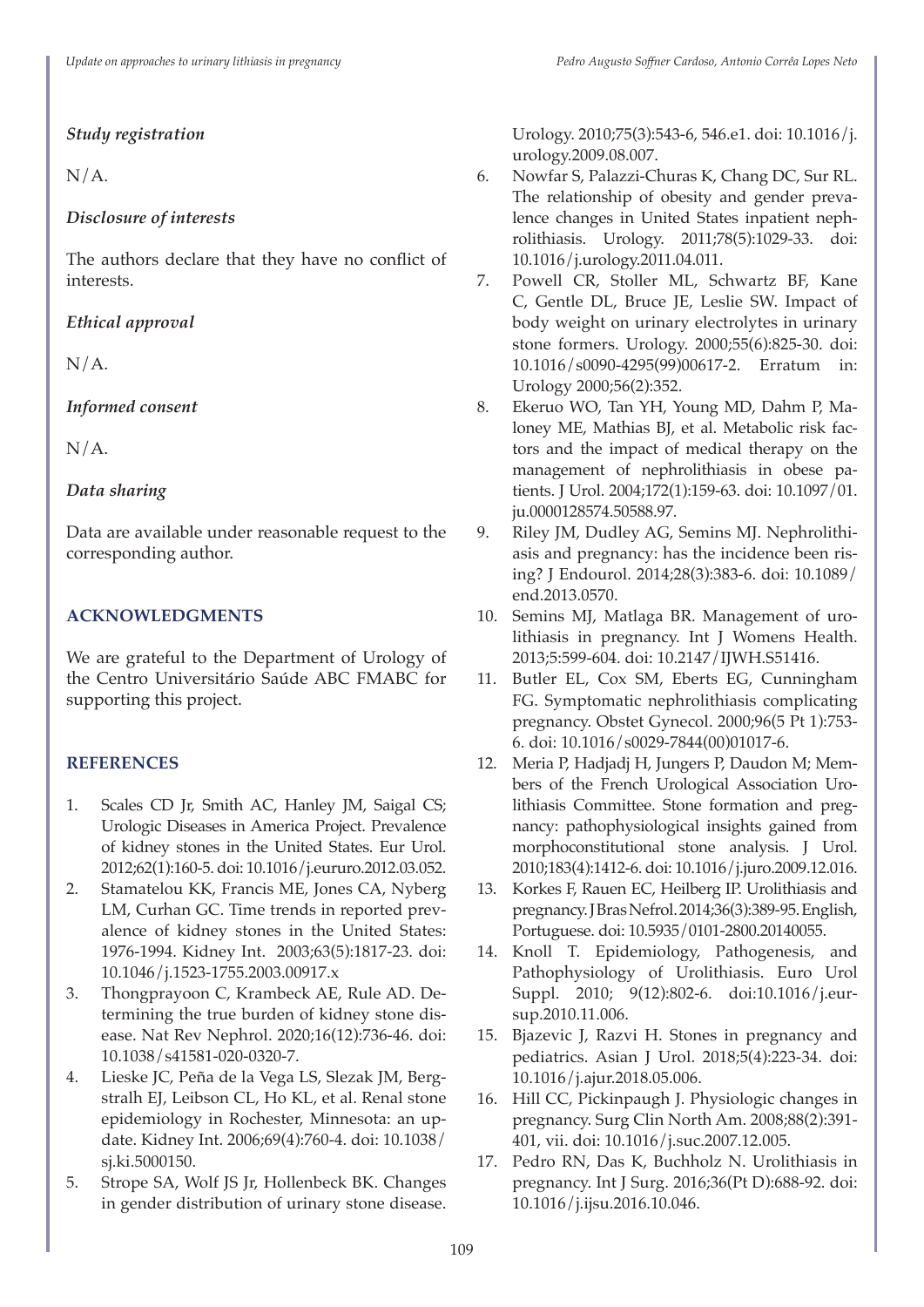### *Study registration*

N/A.

### *Disclosure of interests*

The authors declare that they have no conflict of interests.

### *Ethical approval*

N/A.

### *Informed consent*

N/A.

### *Data sharing*

Data are available under reasonable request to the corresponding author.

## ACKNOWLEDGMENTS

We are grateful to the Department of Urology of the Centro Universitário Saúde ABC FMABC for supporting this project.

## REFERENCES

1. Scales CD Jr, Smith AC, Hanley JM, Saigal CS; Urologic Diseases in America Project. Prevalence of kidney stones in the United States. Eur Urol. 2012;62(1):160-5. doi: 10.1016/j.eururo.2012.03.052.
2. Stamatelou KK, Francis ME, Jones CA, Nyberg LM, Curhan GC. Time trends in reported prevalence of kidney stones in the United States: 1976-1994. Kidney Int. 2003;63(5):1817-23. doi: 10.1046/j.1523-1755.2003.00917.x
3. Thongprayoon C, Krambeck AE, Rule AD. Determining the true burden of kidney stone disease. Nat Rev Nephrol. 2020;16(12):736-46. doi: 10.1038/s41581-020-0320-7.
4. Lieske JC, Peña de la Vega LS, Slezak JM, Bergstralh EJ, Leibson CL, Ho KL, et al. Renal stone epidemiology in Rochester, Minnesota: an update. Kidney Int. 2006;69(4):760-4. doi: 10.1038/sj.ki.5000150.
5. Strope SA, Wolf JS Jr, Hollenbeck BK. Changes in gender distribution of urinary stone disease. Urology. 2010;75(3):543-6, 546.e1. doi: 10.1016/j.urology.2009.08.007.
6. Nowfar S, Palazzi-Churas K, Chang DC, Sur RL. The relationship of obesity and gender prevalence changes in United States inpatient nephrolithiasis. Urology. 2011;78(5):1029-33. doi: 10.1016/j.urology.2011.04.011.
7. Powell CR, Stoller ML, Schwartz BF, Kane C, Gentle DL, Bruce JE, Leslie SW. Impact of body weight on urinary electrolytes in urinary stone formers. Urology. 2000;55(6):825-30. doi: 10.1016/s0090-4295(99)00617-2. Erratum in: Urology 2000;56(2):352.
8. Ekeruo WO, Tan YH, Young MD, Dahm P, Maloney ME, Mathias BJ, et al. Metabolic risk factors and the impact of medical therapy on the management of nephrolithiasis in obese patients. J Urol. 2004;172(1):159-63. doi: 10.1097/01.ju.0000128574.50588.97.
9. Riley JM, Dudley AG, Semins MJ. Nephrolithiasis and pregnancy: has the incidence been rising? J Endourol. 2014;28(3):383-6. doi: 10.1089/end.2013.0570.
10. Semins MJ, Matlaga BR. Management of urolithiasis in pregnancy. Int J Womens Health. 2013;5:599-604. doi: 10.2147/IJWH.S51416.
11. Butler EL, Cox SM, Eberts EG, Cunningham FG. Symptomatic nephrolithiasis complicating pregnancy. Obstet Gynecol. 2000;96(5 Pt 1):753-6. doi: 10.1016/s0029-7844(00)01017-6.
12. Meria P, Hadjadj H, Jungers P, Daudon M; Members of the French Urological Association Urolithiasis Committee. Stone formation and pregnancy: pathophysiological insights gained from morphoconstitutional stone analysis. J Urol. 2010;183(4):1412-6. doi: 10.1016/j.juro.2009.12.016.
13. Korkes F, Rauen EC, Heilberg IP. Urolithiasis and pregnancy. J Bras Nefrol. 2014;36(3):389-95. English, Portuguese. doi: 10.5935/0101-2800.20140055.
14. Knoll T. Epidemiology, Pathogenesis, and Pathophysiology of Urolithiasis. Euro Urol Suppl. 2010; 9(12):802-6. doi:10.1016/j.eursup.2010.11.006.
15. Bjazevic J, Razvi H. Stones in pregnancy and pediatrics. Asian J Urol. 2018;5(4):223-34. doi: 10.1016/j.ajur.2018.05.006.
16. Hill CC, Pickinpaugh J. Physiologic changes in pregnancy. Surg Clin North Am. 2008;88(2):391-401, vii. doi: 10.1016/j.suc.2007.12.005.
17. Pedro RN, Das K, Buchholz N. Urolithiasis in pregnancy. Int J Surg. 2016;36(Pt D):688-92. doi: 10.1016/j.ijsu.2016.10.046.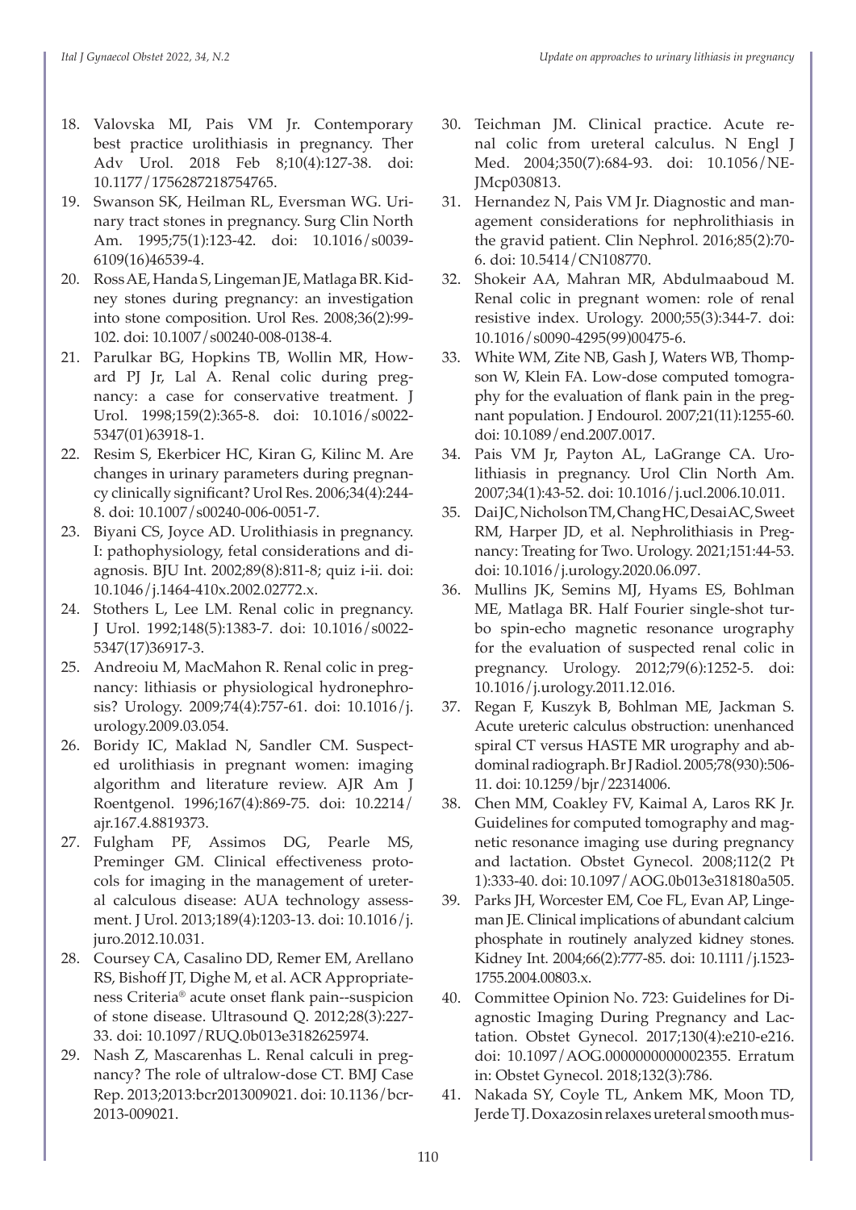18. Valovska MI, Pais VM Jr. Contemporary best practice urolithiasis in pregnancy. Ther Adv Urol. 2018 Feb 8;10(4):127-38. doi: 10.1177/1756287218754765.
19. Swanson SK, Heilman RL, Eversman WG. Urinary tract stones in pregnancy. Surg Clin North Am. 1995;75(1):123-42. doi: 10.1016/s0039-6109(16)46539-4.
20. Ross AE, Handa S, Lingeman JE, Matlaga BR. Kidney stones during pregnancy: an investigation into stone composition. Urol Res. 2008;36(2):99-102. doi: 10.1007/s00240-008-0138-4.
21. Parulkar BG, Hopkins TB, Wollin MR, Howard PJ Jr, Lal A. Renal colic during pregnancy: a case for conservative treatment. J Urol. 1998;159(2):365-8. doi: 10.1016/s0022-5347(01)63918-1.
22. Resim S, Ekerbicer HC, Kiran G, Kilinc M. Are changes in urinary parameters during pregnancy clinically significant? Urol Res. 2006;34(4):244-8. doi: 10.1007/s00240-006-0051-7.
23. Biyani CS, Joyce AD. Urolithiasis in pregnancy. I: pathophysiology, fetal considerations and diagnosis. BJU Int. 2002;89(8):811-8; quiz i-ii. doi: 10.1046/j.1464-410x.2002.02772.x.
24. Stothers L, Lee LM. Renal colic in pregnancy. J Urol. 1992;148(5):1383-7. doi: 10.1016/s0022-5347(17)36917-3.
25. Andreoiu M, MacMahon R. Renal colic in pregnancy: lithiasis or physiological hydronephrosis? Urology. 2009;74(4):757-61. doi: 10.1016/j.urology.2009.03.054.
26. Boridy IC, Maklad N, Sandler CM. Suspected urolithiasis in pregnant women: imaging algorithm and literature review. AJR Am J Roentgenol. 1996;167(4):869-75. doi: 10.2214/ajr.167.4.8819373.
27. Fulgham PF, Assimos DG, Pearle MS, Preminger GM. Clinical effectiveness protocols for imaging in the management of ureteral calculous disease: AUA technology assessment. J Urol. 2013;189(4):1203-13. doi: 10.1016/j.juro.2012.10.031.
28. Coursey CA, Casalino DD, Remer EM, Arellano RS, Bishoff JT, Dighe M, et al. ACR Appropriateness Criteria® acute onset flank pain--suspicion of stone disease. Ultrasound Q. 2012;28(3):227-33. doi: 10.1097/RUQ.0b013e3182625974.
29. Nash Z, Mascarenhas L. Renal calculi in pregnancy? The role of ultralow-dose CT. BMJ Case Rep. 2013;2013:bcr2013009021. doi: 10.1136/bcr-2013-009021.
30. Teichman JM. Clinical practice. Acute renal colic from ureteral calculus. N Engl J Med. 2004;350(7):684-93. doi: 10.1056/NEJMcp030813.
31. Hernandez N, Pais VM Jr. Diagnostic and management considerations for nephrolithiasis in the gravid patient. Clin Nephrol. 2016;85(2):70-6. doi: 10.5414/CN108770.
32. Shokeir AA, Mahran MR, Abdulmaaboud M. Renal colic in pregnant women: role of renal resistive index. Urology. 2000;55(3):344-7. doi: 10.1016/s0090-4295(99)00475-6.
33. White WM, Zite NB, Gash J, Waters WB, Thompson W, Klein FA. Low-dose computed tomography for the evaluation of flank pain in the pregnant population. J Endourol. 2007;21(11):1255-60. doi: 10.1089/end.2007.0017.
34. Pais VM Jr, Payton AL, LaGrange CA. Urolithiasis in pregnancy. Urol Clin North Am. 2007;34(1):43-52. doi: 10.1016/j.ucl.2006.10.011.
35. Dai JC, Nicholson TM, Chang HC, Desai AC, Sweet RM, Harper JD, et al. Nephrolithiasis in Pregnancy: Treating for Two. Urology. 2021;151:44-53. doi: 10.1016/j.urology.2020.06.097.
36. Mullins JK, Semins MJ, Hyams ES, Bohlman ME, Matlaga BR. Half Fourier single-shot turbo spin-echo magnetic resonance urography for the evaluation of suspected renal colic in pregnancy. Urology. 2012;79(6):1252-5. doi: 10.1016/j.urology.2011.12.016.
37. Regan F, Kuszyk B, Bohlman ME, Jackman S. Acute ureteric calculus obstruction: unenhanced spiral CT versus HASTE MR urography and abdominal radiograph. Br J Radiol. 2005;78(930):506-11. doi: 10.1259/bjr/22314006.
38. Chen MM, Coakley FV, Kaimal A, Laros RK Jr. Guidelines for computed tomography and magnetic resonance imaging use during pregnancy and lactation. Obstet Gynecol. 2008;112(2 Pt 1):333-40. doi: 10.1097/AOG.0b013e318180a505.
39. Parks JH, Worcester EM, Coe FL, Evan AP, Lingeman JE. Clinical implications of abundant calcium phosphate in routinely analyzed kidney stones. Kidney Int. 2004;66(2):777-85. doi: 10.1111/j.1523-1755.2004.00803.x.
40. Committee Opinion No. 723: Guidelines for Diagnostic Imaging During Pregnancy and Lactation. Obstet Gynecol. 2017;130(4):e210-e216. doi: 10.1097/AOG.0000000000002355. Erratum in: Obstet Gynecol. 2018;132(3):786.
41. Nakada SY, Coyle TL, Ankem MK, Moon TD, Jerde TJ. Doxazosin relaxes ureteral smooth mus-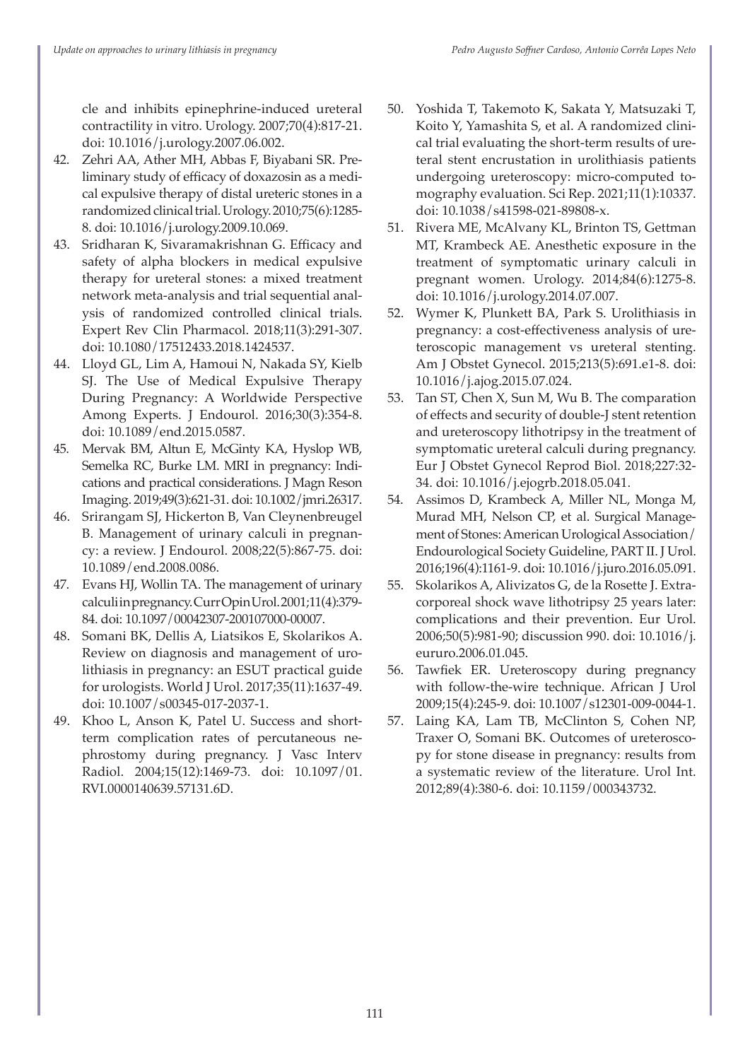cle and inhibits epinephrine-induced ureteral contractility in vitro. Urology. 2007;70(4):817-21. doi: 10.1016/j.urology.2007.06.002.

42. Zehri AA, Ather MH, Abbas F, Biyabani SR. Preliminary study of efficacy of doxazosin as a medical expulsive therapy of distal ureteric stones in a randomized clinical trial. Urology. 2010;75(6):1285-8. doi: 10.1016/j.urology.2009.10.069.
43. Sridharan K, Sivaramakrishnan G. Efficacy and safety of alpha blockers in medical expulsive therapy for ureteral stones: a mixed treatment network meta-analysis and trial sequential analysis of randomized controlled clinical trials. Expert Rev Clin Pharmacol. 2018;11(3):291-307. doi: 10.1080/17512433.2018.1424537.
44. Lloyd GL, Lim A, Hamoui N, Nakada SY, Kielb SJ. The Use of Medical Expulsive Therapy During Pregnancy: A Worldwide Perspective Among Experts. J Endourol. 2016;30(3):354-8. doi: 10.1089/end.2015.0587.
45. Mervak BM, Altun E, McGinty KA, Hyslop WB, Semelka RC, Burke LM. MRI in pregnancy: Indications and practical considerations. J Magn Reson Imaging. 2019;49(3):621-31. doi: 10.1002/jmri.26317.
46. Srirangam SJ, Hickerton B, Van Cleynenbreugel B. Management of urinary calculi in pregnancy: a review. J Endourol. 2008;22(5):867-75. doi: 10.1089/end.2008.0086.
47. Evans HJ, Wollin TA. The management of urinary calculi in pregnancy. Curr Opin Urol. 2001;11(4):379-84. doi: 10.1097/00042307-200107000-00007.
48. Somani BK, Dellis A, Liatsikos E, Skolarikos A. Review on diagnosis and management of urolithiasis in pregnancy: an ESUT practical guide for urologists. World J Urol. 2017;35(11):1637-49. doi: 10.1007/s00345-017-2037-1.
49. Khoo L, Anson K, Patel U. Success and short-term complication rates of percutaneous nephrostomy during pregnancy. J Vasc Interv Radiol. 2004;15(12):1469-73. doi: 10.1097/01.RVI.0000140639.57131.6D.
50. Yoshida T, Takemoto K, Sakata Y, Matsuzaki T, Koito Y, Yamashita S, et al. A randomized clinical trial evaluating the short-term results of ureteral stent encrustation in urolithiasis patients undergoing ureteroscopy: micro-computed tomography evaluation. Sci Rep. 2021;11(1):10337. doi: 10.1038/s41598-021-89808-x.
51. Rivera ME, McAlvany KL, Brinton TS, Gettman MT, Krambeck AE. Anesthetic exposure in the treatment of symptomatic urinary calculi in pregnant women. Urology. 2014;84(6):1275-8. doi: 10.1016/j.urology.2014.07.007.
52. Wymer K, Plunkett BA, Park S. Urolithiasis in pregnancy: a cost-effectiveness analysis of ureteroscopic management vs ureteral stenting. Am J Obstet Gynecol. 2015;213(5):691.e1-8. doi: 10.1016/j.ajog.2015.07.024.
53. Tan ST, Chen X, Sun M, Wu B. The comparation of effects and security of double-J stent retention and ureteroscopy lithotripsy in the treatment of symptomatic ureteral calculi during pregnancy. Eur J Obstet Gynecol Reprod Biol. 2018;227:32-34. doi: 10.1016/j.ejogrb.2018.05.041.
54. Assimos D, Krambeck A, Miller NL, Monga M, Murad MH, Nelson CP, et al. Surgical Management of Stones: American Urological Association/Endourological Society Guideline, PART II. J Urol. 2016;196(4):1161-9. doi: 10.1016/j.juro.2016.05.091.
55. Skolarikos A, Alivizatos G, de la Rosette J. Extracorporeal shock wave lithotripsy 25 years later: complications and their prevention. Eur Urol. 2006;50(5):981-90; discussion 990. doi: 10.1016/j.eururo.2006.01.045.
56. Tawfiek ER. Ureteroscopy during pregnancy with follow-the-wire technique. African J Urol 2009;15(4):245-9. doi: 10.1007/s12301-009-0044-1.
57. Laing KA, Lam TB, McClinton S, Cohen NP, Traxer O, Somani BK. Outcomes of ureteroscopy for stone disease in pregnancy: results from a systematic review of the literature. Urol Int. 2012;89(4):380-6. doi: 10.1159/000343732.